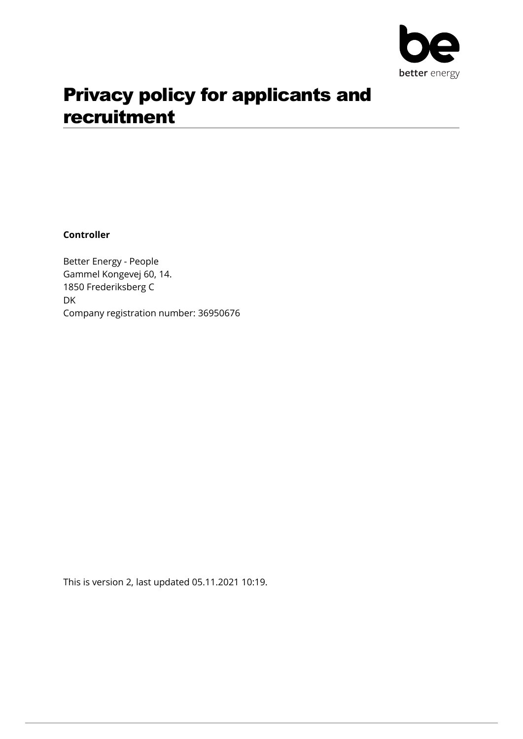# Privacy policy for applicants and recruitment

**Controller**

Better Energy - People
Gammel Kongevej 60, 14.
1850 Frederiksberg C
DK
Company registration number: 36950676

This is version 2, last updated 05.11.2021 10:19.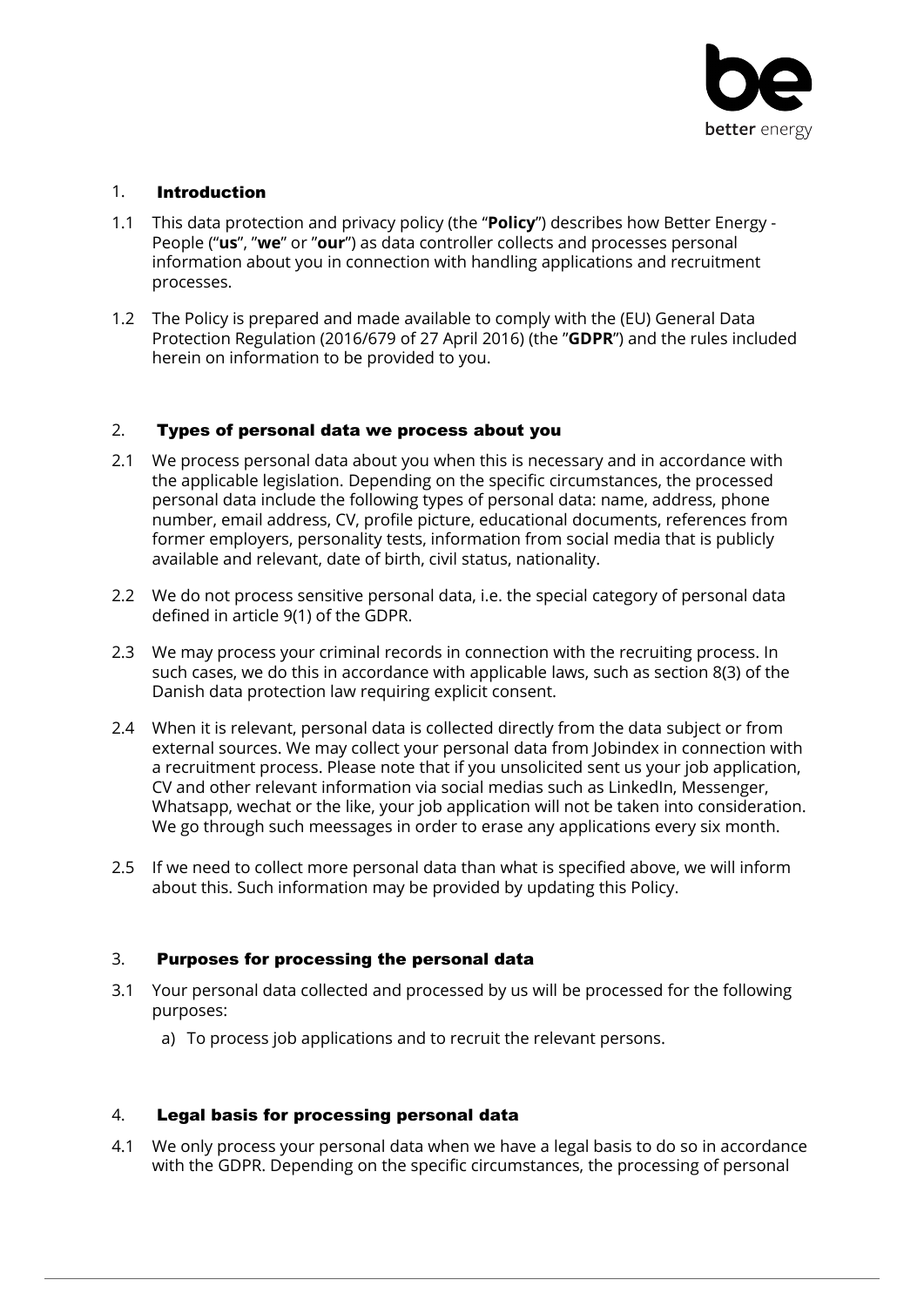## 1. Introduction

1.1 This data protection and privacy policy (the "**Policy**") describes how Better Energy - People ("**us**", "**we**" or "**our**") as data controller collects and processes personal information about you in connection with handling applications and recruitment processes.

1.2 The Policy is prepared and made available to comply with the (EU) General Data Protection Regulation (2016/679 of 27 April 2016) (the "**GDPR**") and the rules included herein on information to be provided to you.

## 2. Types of personal data we process about you

2.1 We process personal data about you when this is necessary and in accordance with the applicable legislation. Depending on the specific circumstances, the processed personal data include the following types of personal data: name, address, phone number, email address, CV, profile picture, educational documents, references from former employers, personality tests, information from social media that is publicly available and relevant, date of birth, civil status, nationality.

2.2 We do not process sensitive personal data, i.e. the special category of personal data defined in article 9(1) of the GDPR.

2.3 We may process your criminal records in connection with the recruiting process. In such cases, we do this in accordance with applicable laws, such as section 8(3) of the Danish data protection law requiring explicit consent.

2.4 When it is relevant, personal data is collected directly from the data subject or from external sources. We may collect your personal data from Jobindex in connection with a recruitment process. Please note that if you unsolicited sent us your job application, CV and other relevant information via social medias such as LinkedIn, Messenger, Whatsapp, wechat or the like, your job application will not be taken into consideration. We go through such meessages in order to erase any applications every six month.

2.5 If we need to collect more personal data than what is specified above, we will inform about this. Such information may be provided by updating this Policy.

## 3. Purposes for processing the personal data

3.1 Your personal data collected and processed by us will be processed for the following purposes:

a) To process job applications and to recruit the relevant persons.

## 4. Legal basis for processing personal data

4.1 We only process your personal data when we have a legal basis to do so in accordance with the GDPR. Depending on the specific circumstances, the processing of personal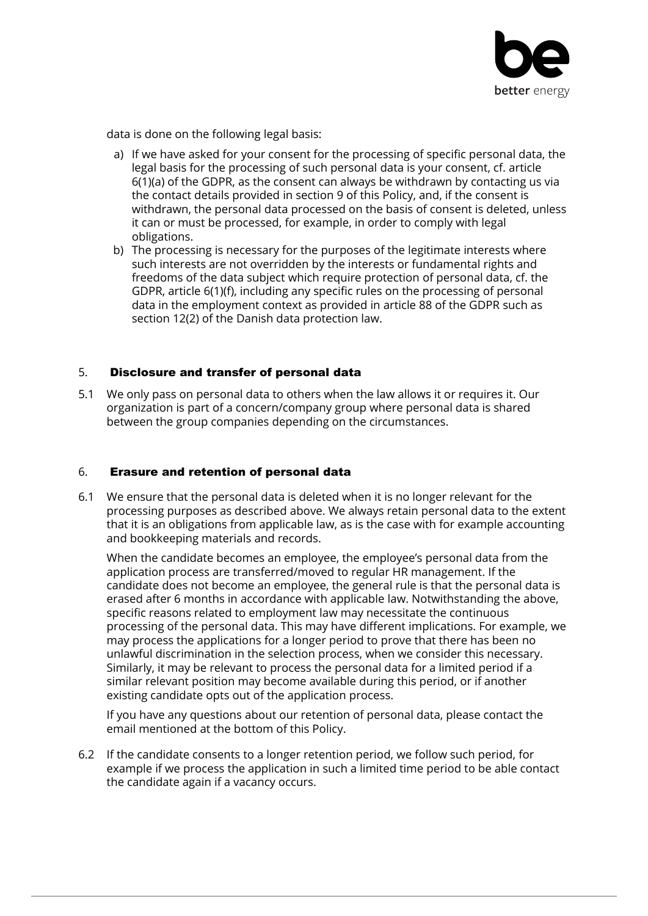data is done on the following legal basis:

a) If we have asked for your consent for the processing of specific personal data, the legal basis for the processing of such personal data is your consent, cf. article 6(1)(a) of the GDPR, as the consent can always be withdrawn by contacting us via the contact details provided in section 9 of this Policy, and, if the consent is withdrawn, the personal data processed on the basis of consent is deleted, unless it can or must be processed, for example, in order to comply with legal obligations.
b) The processing is necessary for the purposes of the legitimate interests where such interests are not overridden by the interests or fundamental rights and freedoms of the data subject which require protection of personal data, cf. the GDPR, article 6(1)(f), including any specific rules on the processing of personal data in the employment context as provided in article 88 of the GDPR such as section 12(2) of the Danish data protection law.

## 5. **Disclosure and transfer of personal data**

5.1 We only pass on personal data to others when the law allows it or requires it. Our organization is part of a concern/company group where personal data is shared between the group companies depending on the circumstances.

## 6. **Erasure and retention of personal data**

6.1 We ensure that the personal data is deleted when it is no longer relevant for the processing purposes as described above. We always retain personal data to the extent that it is an obligations from applicable law, as is the case with for example accounting and bookkeeping materials and records.

When the candidate becomes an employee, the employee's personal data from the application process are transferred/moved to regular HR management. If the candidate does not become an employee, the general rule is that the personal data is erased after 6 months in accordance with applicable law. Notwithstanding the above, specific reasons related to employment law may necessitate the continuous processing of the personal data. This may have different implications. For example, we may process the applications for a longer period to prove that there has been no unlawful discrimination in the selection process, when we consider this necessary. Similarly, it may be relevant to process the personal data for a limited period if a similar relevant position may become available during this period, or if another existing candidate opts out of the application process.

If you have any questions about our retention of personal data, please contact the email mentioned at the bottom of this Policy.

6.2 If the candidate consents to a longer retention period, we follow such period, for example if we process the application in such a limited time period to be able contact the candidate again if a vacancy occurs.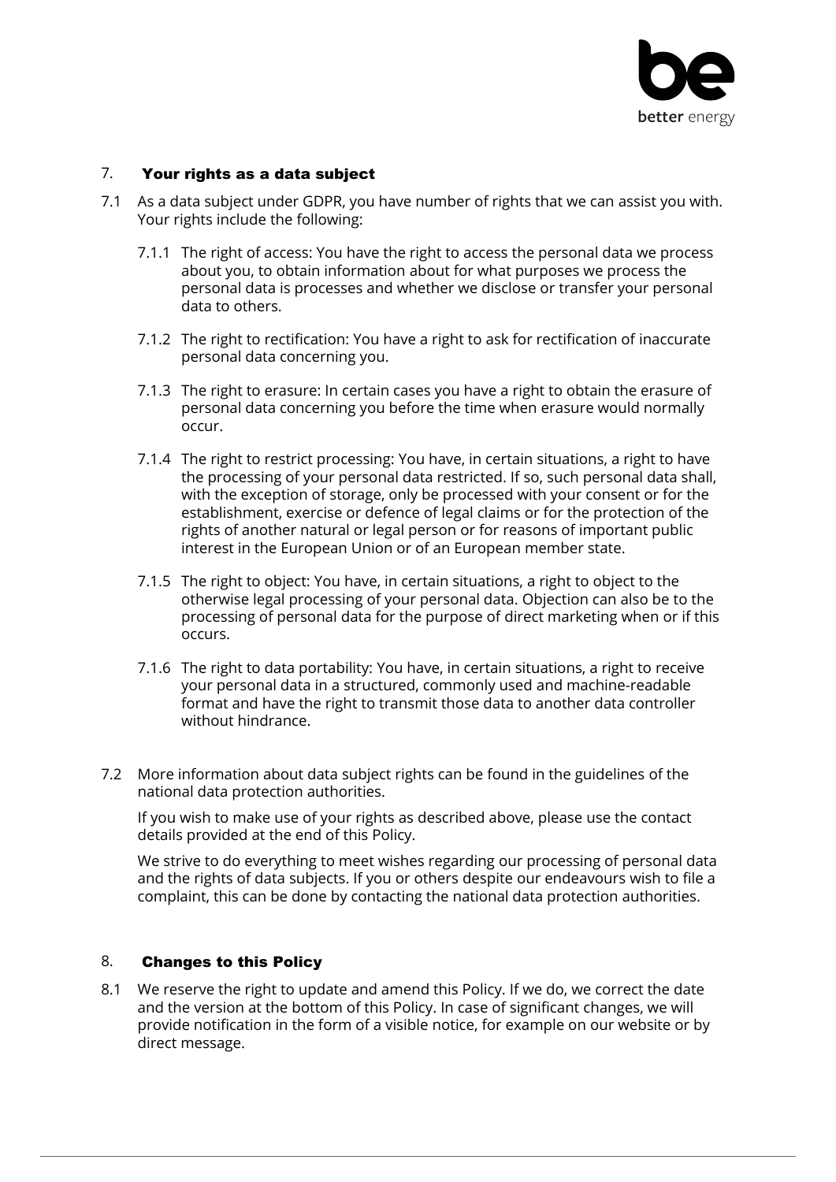## 7. Your rights as a data subject

7.1 As a data subject under GDPR, you have number of rights that we can assist you with. Your rights include the following:

7.1.1 The right of access: You have the right to access the personal data we process about you, to obtain information about for what purposes we process the personal data is processes and whether we disclose or transfer your personal data to others.

7.1.2 The right to rectification: You have a right to ask for rectification of inaccurate personal data concerning you.

7.1.3 The right to erasure: In certain cases you have a right to obtain the erasure of personal data concerning you before the time when erasure would normally occur.

7.1.4 The right to restrict processing: You have, in certain situations, a right to have the processing of your personal data restricted. If so, such personal data shall, with the exception of storage, only be processed with your consent or for the establishment, exercise or defence of legal claims or for the protection of the rights of another natural or legal person or for reasons of important public interest in the European Union or of an European member state.

7.1.5 The right to object: You have, in certain situations, a right to object to the otherwise legal processing of your personal data. Objection can also be to the processing of personal data for the purpose of direct marketing when or if this occurs.

7.1.6 The right to data portability: You have, in certain situations, a right to receive your personal data in a structured, commonly used and machine-readable format and have the right to transmit those data to another data controller without hindrance.

7.2 More information about data subject rights can be found in the guidelines of the national data protection authorities.

If you wish to make use of your rights as described above, please use the contact details provided at the end of this Policy.

We strive to do everything to meet wishes regarding our processing of personal data and the rights of data subjects. If you or others despite our endeavours wish to file a complaint, this can be done by contacting the national data protection authorities.

## 8. Changes to this Policy

8.1 We reserve the right to update and amend this Policy. If we do, we correct the date and the version at the bottom of this Policy. In case of significant changes, we will provide notification in the form of a visible notice, for example on our website or by direct message.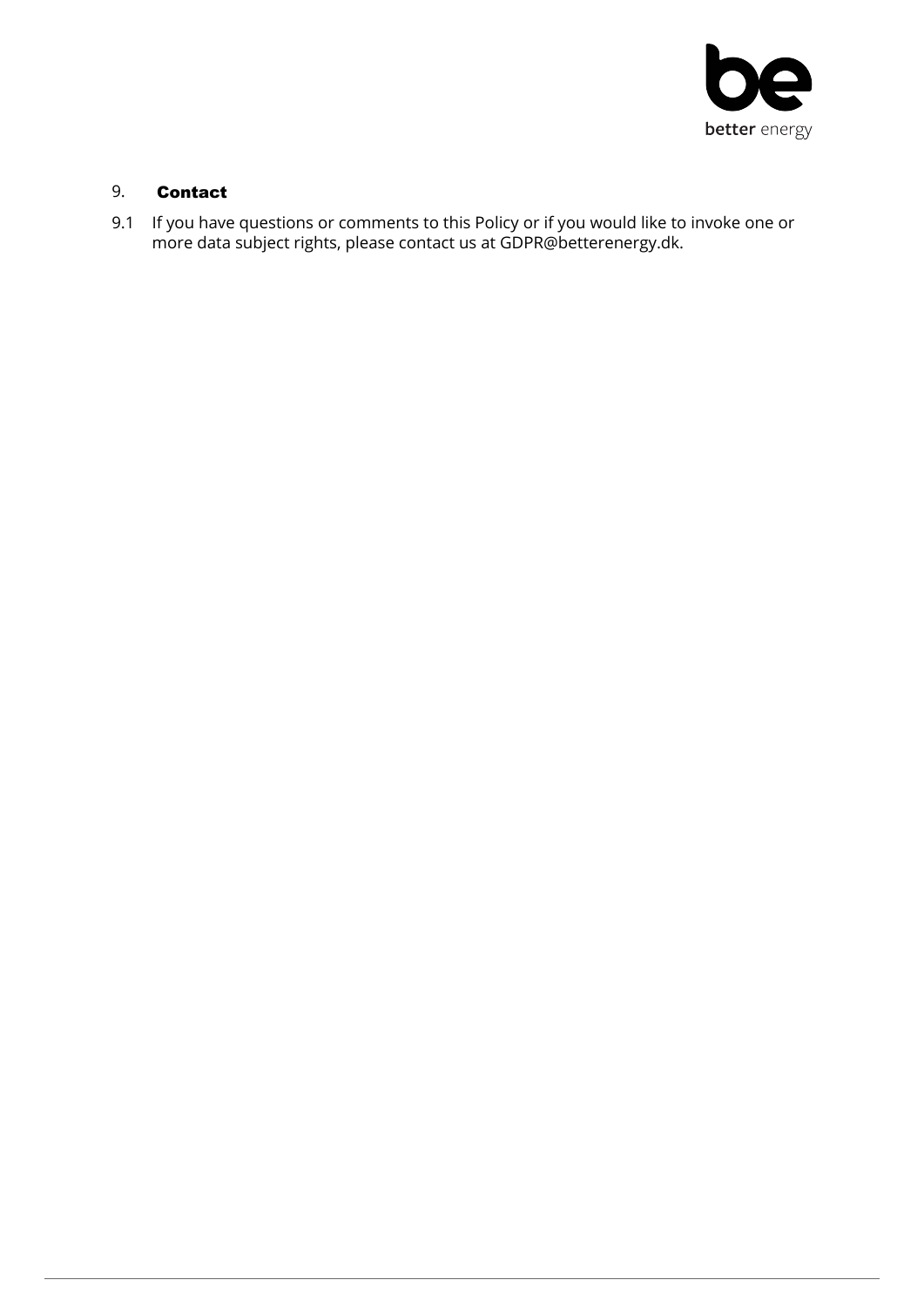## 9. Contact

9.1 If you have questions or comments to this Policy or if you would like to invoke one or more data subject rights, please contact us at GDPR@betterenergy.dk.